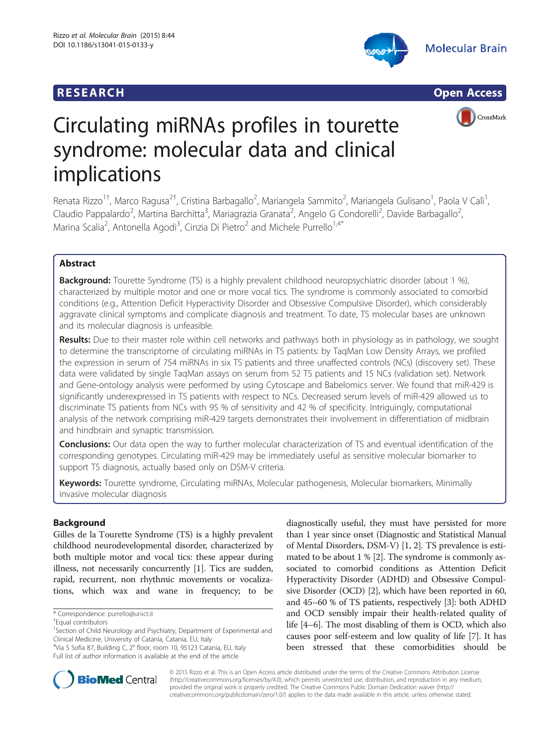**RESEARCH** **Open Access**

# Circulating miRNAs profiles in tourette syndrome: molecular data and clinical implications

Renata Rizzo[1†], Marco Ragusa[2†], Cristina Barbagallo[2], Mariangela Sammito[2], Mariangela Gulisano[1], Paola V Calì[1], Claudio Pappalardo[2], Martina Barchitta[3], Mariagrazia Granata[2], Angelo G Condorelli[2], Davide Barbagallo[2], Marina Scalia[2], Antonella Agodi[3], Cinzia Di Pietro[2] and Michele Purrello[1,4*]

## Abstract

**Background:** Tourette Syndrome (TS) is a highly prevalent childhood neuropsychiatric disorder (about 1 %), characterized by multiple motor and one or more vocal tics. The syndrome is commonly associated to comorbid conditions (e.g., Attention Deficit Hyperactivity Disorder and Obsessive Compulsive Disorder), which considerably aggravate clinical symptoms and complicate diagnosis and treatment. To date, TS molecular bases are unknown and its molecular diagnosis is unfeasible.

**Results:** Due to their master role within cell networks and pathways both in physiology as in pathology, we sought to determine the transcriptome of circulating miRNAs in TS patients: by TaqMan Low Density Arrays, we profiled the expression in serum of 754 miRNAs in six TS patients and three unaffected controls (NCs) (discovery set). These data were validated by single TaqMan assays on serum from 52 TS patients and 15 NCs (validation set). Network and Gene-ontology analysis were performed by using Cytoscape and Babelomics server. We found that miR-429 is significantly underexpressed in TS patients with respect to NCs. Decreased serum levels of miR-429 allowed us to discriminate TS patients from NCs with 95 % of sensitivity and 42 % of specificity. Intriguingly, computational analysis of the network comprising miR-429 targets demonstrates their involvement in differentiation of midbrain and hindbrain and synaptic transmission.

**Conclusions:** Our data open the way to further molecular characterization of TS and eventual identification of the corresponding genotypes. Circulating miR-429 may be immediately useful as sensitive molecular biomarker to support TS diagnosis, actually based only on DSM-V criteria.

**Keywords:** Tourette syndrome, Circulating miRNAs, Molecular pathogenesis, Molecular biomarkers, Minimally invasive molecular diagnosis

## Background

Gilles de la Tourette Syndrome (TS) is a highly prevalent childhood neurodevelopmental disorder, characterized by both multiple motor and vocal tics: these appear during illness, not necessarily concurrently [1]. Tics are sudden, rapid, recurrent, non rhythmic movements or vocalizations, which wax and wane in frequency; to be diagnostically useful, they must have persisted for more than 1 year since onset (Diagnostic and Statistical Manual of Mental Disorders, DSM-V) [1, 2]. TS prevalence is estimated to be about 1 % [2]. The syndrome is commonly associated to comorbid conditions as Attention Deficit Hyperactivity Disorder (ADHD) and Obsessive Compulsive Disorder (OCD) [2], which have been reported in 60, and 45–60 % of TS patients, respectively [3]: both ADHD and OCD sensibly impair their health-related quality of life [4–6]. The most disabling of them is OCD, which also causes poor self-esteem and low quality of life [7]. It has been stressed that these comorbidities should be

\* Correspondence: purrello@unict.it
†Equal contributors
[1]Section of Child Neurology and Psychiatry, Department of Experimental and Clinical Medicine, University of Catania, Catania, EU, Italy
[4]Via S Sofia 87, Building C, 2° floor, room 10, 95123 Catania, EU, Italy
Full list of author information is available at the end of the article

© 2015 Rizzo et al. This is an Open Access article distributed under the terms of the Creative Commons Attribution License (http://creativecommons.org/licenses/by/4.0), which permits unrestricted use, distribution, and reproduction in any medium, provided the original work is properly credited. The Creative Commons Public Domain Dedication waiver (http://creativecommons.org/publicdomain/zero/1.0/) applies to the data made available in this article, unless otherwise stated.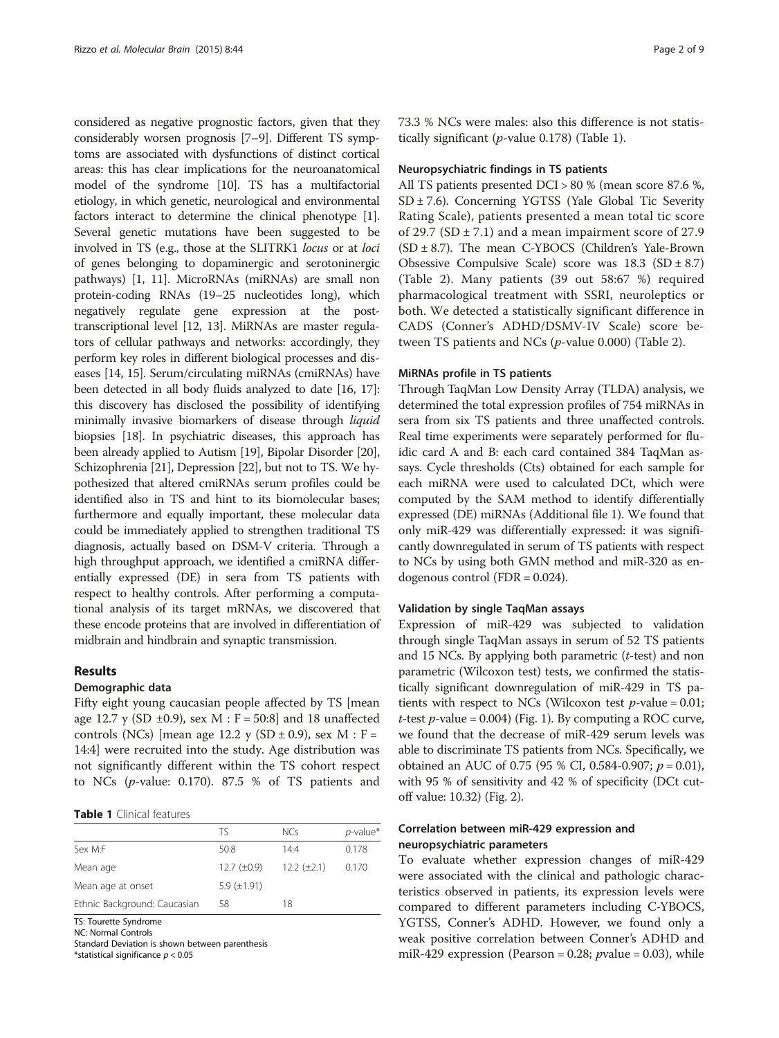considered as negative prognostic factors, given that they considerably worsen prognosis [7–9]. Different TS symptoms are associated with dysfunctions of distinct cortical areas: this has clear implications for the neuroanatomical model of the syndrome [10]. TS has a multifactorial etiology, in which genetic, neurological and environmental factors interact to determine the clinical phenotype [1]. Several genetic mutations have been suggested to be involved in TS (e.g., those at the SLITRK1 *locus* or at *loci* of genes belonging to dopaminergic and serotoninergic pathways) [1, 11]. MicroRNAs (miRNAs) are small non protein-coding RNAs (19–25 nucleotides long), which negatively regulate gene expression at the post-transcriptional level [12, 13]. MiRNAs are master regulators of cellular pathways and networks: accordingly, they perform key roles in different biological processes and diseases [14, 15]. Serum/circulating miRNAs (cmiRNAs) have been detected in all body fluids analyzed to date [16, 17]: this discovery has disclosed the possibility of identifying minimally invasive biomarkers of disease through *liquid* biopsies [18]. In psychiatric diseases, this approach has been already applied to Autism [19], Bipolar Disorder [20], Schizophrenia [21], Depression [22], but not to TS. We hypothesized that altered cmiRNAs serum profiles could be identified also in TS and hint to its biomolecular bases; furthermore and equally important, these molecular data could be immediately applied to strengthen traditional TS diagnosis, actually based on DSM-V criteria. Through a high throughput approach, we identified a cmiRNA differentially expressed (DE) in sera from TS patients with respect to healthy controls. After performing a computational analysis of its target mRNAs, we discovered that these encode proteins that are involved in differentiation of midbrain and hindbrain and synaptic transmission.

## Results

### Demographic data

Fifty eight young caucasian people affected by TS [mean age 12.7 y (SD ±0.9), sex M : F = 50:8] and 18 unaffected controls (NCs) [mean age 12.2 y (SD ± 0.9), sex M : F = 14:4] were recruited into the study. Age distribution was not significantly different within the TS cohort respect to NCs (*p*-value: 0.170). 87.5 % of TS patients and 73.3 % NCs were males: also this difference is not statistically significant (*p*-value 0.178) (Table 1).

**Table 1** Clinical features

| | TS | NCs | *p*-value* |
|---|---|---|---|
| Sex M:F | 50:8 | 14:4 | 0.178 |
| Mean age | 12.7 (±0.9) | 12.2 (±2.1) | 0.170 |
| Mean age at onset | 5.9 (±1.91) | | |
| Ethnic Background: Caucasian | 58 | 18 | |

TS: Tourette Syndrome
NC: Normal Controls
Standard Deviation is shown between parenthesis
*statistical significance $p < 0.05$

### Neuropsychiatric findings in TS patients

All TS patients presented DCI > 80 % (mean score 87.6 %, SD ± 7.6). Concerning YGTSS (Yale Global Tic Severity Rating Scale), patients presented a mean total tic score of 29.7 (SD ± 7.1) and a mean impairment score of 27.9 (SD ± 8.7). The mean C-YBOCS (Children's Yale-Brown Obsessive Compulsive Scale) score was 18.3 (SD ± 8.7) (Table 2). Many patients (39 out 58:67 %) required pharmacological treatment with SSRI, neuroleptics or both. We detected a statistically significant difference in CADS (Conner's ADHD/DSMV-IV Scale) score between TS patients and NCs (*p*-value 0.000) (Table 2).

### MiRNAs profile in TS patients

Through TaqMan Low Density Array (TLDA) analysis, we determined the total expression profiles of 754 miRNAs in sera from six TS patients and three unaffected controls. Real time experiments were separately performed for fluidic card A and B: each card contained 384 TaqMan assays. Cycle thresholds (Cts) obtained for each sample for each miRNA were used to calculated DCt, which were computed by the SAM method to identify differentially expressed (DE) miRNAs (Additional file 1). We found that only miR-429 was differentially expressed: it was significantly downregulated in serum of TS patients with respect to NCs by using both GMN method and miR-320 as endogenous control (FDR = 0.024).

### Validation by single TaqMan assays

Expression of miR-429 was subjected to validation through single TaqMan assays in serum of 52 TS patients and 15 NCs. By applying both parametric (*t*-test) and non parametric (Wilcoxon test) tests, we confirmed the statistically significant downregulation of miR-429 in TS patients with respect to NCs (Wilcoxon test *p*-value = 0.01; *t*-test *p*-value = 0.004) (Fig. 1). By computing a ROC curve, we found that the decrease of miR-429 serum levels was able to discriminate TS patients from NCs. Specifically, we obtained an AUC of 0.75 (95 % CI, 0.584-0.907; $p = 0.01$), with 95 % of sensitivity and 42 % of specificity (DCt cutoff value: 10.32) (Fig. 2).

### Correlation between miR-429 expression and neuropsychiatric parameters

To evaluate whether expression changes of miR-429 were associated with the clinical and pathologic characteristics observed in patients, its expression levels were compared to different parameters including C-YBOCS, YGTSS, Conner's ADHD. However, we found only a weak positive correlation between Conner's ADHD and miR-429 expression (Pearson = 0.28; *p*value = 0.03), while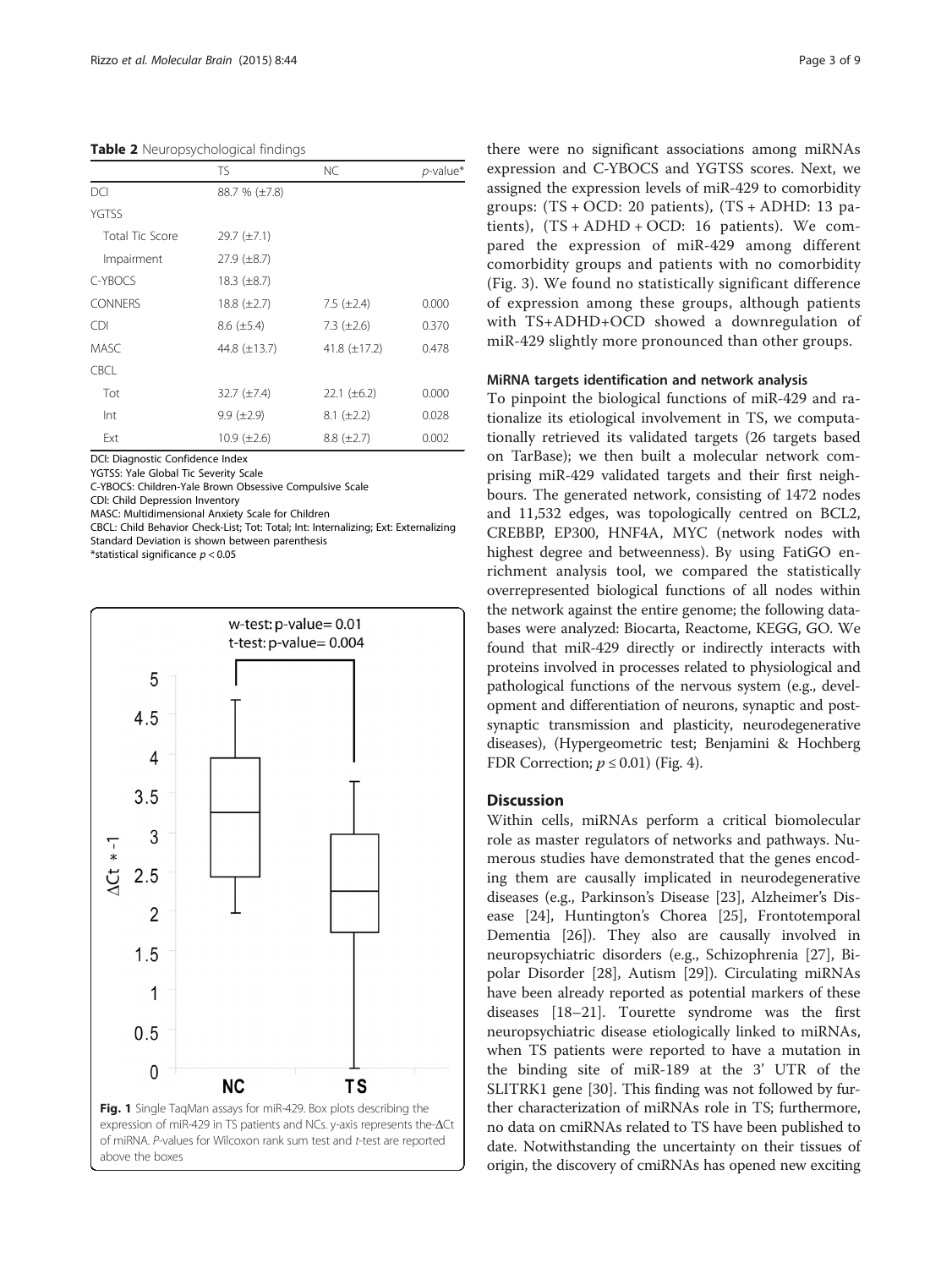**Table 2** Neuropsychological findings

| | TS | NC | *p*-value* |
|---|---|---|---|
| DCI | 88.7 % (±7.8) | | |
| YGTSS | | | |
| Total Tic Score | 29.7 (±7.1) | | |
| Impairment | 27.9 (±8.7) | | |
| C-YBOCS | 18.3 (±8.7) | | |
| CONNERS | 18.8 (±2.7) | 7.5 (±2.4) | 0.000 |
| CDI | 8.6 (±5.4) | 7.3 (±2.6) | 0.370 |
| MASC | 44.8 (±13.7) | 41.8 (±17.2) | 0.478 |
| CBCL | | | |
| Tot | 32.7 (±7.4) | 22.1 (±6.2) | 0.000 |
| Int | 9.9 (±2.9) | 8.1 (±2.2) | 0.028 |
| Ext | 10.9 (±2.6) | 8.8 (±2.7) | 0.002 |

DCI: Diagnostic Confidence Index
YGTSS: Yale Global Tic Severity Scale
C-YBOCS: Children-Yale Brown Obsessive Compulsive Scale
CDI: Child Depression Inventory
MASC: Multidimensional Anxiety Scale for Children
CBCL: Child Behavior Check-List; Tot: Total; Int: Internalizing; Ext: Externalizing
Standard Deviation is shown between parenthesis
*statistical significance $p < 0.05$

**Fig. 1** Single TaqMan assays for miR-429. Box plots describing the expression of miR-429 in TS patients and NCs. y-axis represents the-ΔCt of miRNA. *P*-values for Wilcoxon rank sum test and *t*-test are reported above the boxes

there were no significant associations among miRNAs expression and C-YBOCS and YGTSS scores. Next, we assigned the expression levels of miR-429 to comorbidity groups: (TS + OCD: 20 patients), (TS + ADHD: 13 patients), (TS + ADHD + OCD: 16 patients). We compared the expression of miR-429 among different comorbidity groups and patients with no comorbidity (Fig. 3). We found no statistically significant difference of expression among these groups, although patients with TS+ADHD+OCD showed a downregulation of miR-429 slightly more pronounced than other groups.

### MiRNA targets identification and network analysis

To pinpoint the biological functions of miR-429 and rationalize its etiological involvement in TS, we computationally retrieved its validated targets (26 targets based on TarBase); we then built a molecular network comprising miR-429 validated targets and their first neighbours. The generated network, consisting of 1472 nodes and 11,532 edges, was topologically centred on BCL2, CREBBP, EP300, HNF4A, MYC (network nodes with highest degree and betweenness). By using FatiGO enrichment analysis tool, we compared the statistically overrepresented biological functions of all nodes within the network against the entire genome; the following databases were analyzed: Biocarta, Reactome, KEGG, GO. We found that miR-429 directly or indirectly interacts with proteins involved in processes related to physiological and pathological functions of the nervous system (e.g., development and differentiation of neurons, synaptic and postsynaptic transmission and plasticity, neurodegenerative diseases), (Hypergeometric test; Benjamini & Hochberg FDR Correction; $p \leq 0.01$) (Fig. 4).

## Discussion

Within cells, miRNAs perform a critical biomolecular role as master regulators of networks and pathways. Numerous studies have demonstrated that the genes encoding them are causally implicated in neurodegenerative diseases (e.g., Parkinson's Disease [23], Alzheimer's Disease [24], Huntington's Chorea [25], Frontotemporal Dementia [26]). They also are causally involved in neuropsychiatric disorders (e.g., Schizophrenia [27], Bipolar Disorder [28], Autism [29]). Circulating miRNAs have been already reported as potential markers of these diseases [18–21]. Tourette syndrome was the first neuropsychiatric disease etiologically linked to miRNAs, when TS patients were reported to have a mutation in the binding site of miR-189 at the 3' UTR of the SLITRK1 gene [30]. This finding was not followed by further characterization of miRNAs role in TS; furthermore, no data on cmiRNAs related to TS have been published to date. Notwithstanding the uncertainty on their tissues of origin, the discovery of cmiRNAs has opened new exciting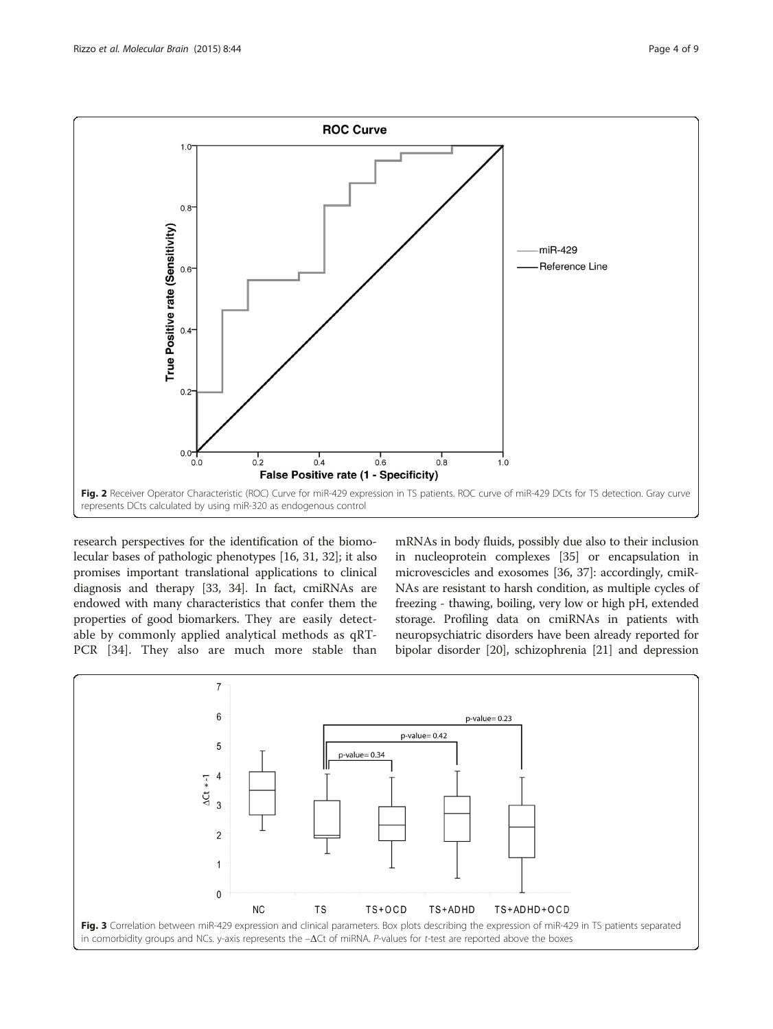Fig. 2 Receiver Operator Characteristic (ROC) Curve for miR-429 expression in TS patients. ROC curve of miR-429 DCts for TS detection. Gray curve represents DCts calculated by using miR-320 as endogenous control

research perspectives for the identification of the biomolecular bases of pathologic phenotypes [16, 31, 32]; it also promises important translational applications to clinical diagnosis and therapy [33, 34]. In fact, cmiRNAs are endowed with many characteristics that confer them the properties of good biomarkers. They are easily detectable by commonly applied analytical methods as qRT-PCR [34]. They also are much more stable than mRNAs in body fluids, possibly due also to their inclusion in nucleoprotein complexes [35] or encapsulation in microvescicles and exosomes [36, 37]: accordingly, cmiRNAs are resistant to harsh condition, as multiple cycles of freezing - thawing, boiling, very low or high pH, extended storage. Profiling data on cmiRNAs in patients with neuropsychiatric disorders have been already reported for bipolar disorder [20], schizophrenia [21] and depression

Fig. 3 Correlation between miR-429 expression and clinical parameters. Box plots describing the expression of miR-429 in TS patients separated in comorbidity groups and NCs. y-axis represents the $-\Delta Ct$ of miRNA. *P*-values for *t*-test are reported above the boxes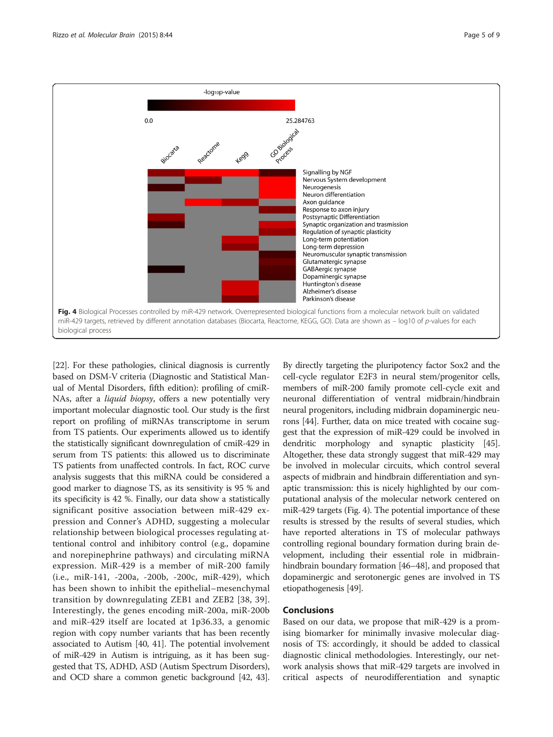Fig. 4 Biological Processes controlled by miR-429 network. Overrepresented biological functions from a molecular network built on validated miR-429 targets, retrieved by different annotation databases (Biocarta, Reactome, KEGG, GO). Data are shown as – log10 of *p*-values for each biological process

[22]. For these pathologies, clinical diagnosis is currently based on DSM-V criteria (Diagnostic and Statistical Manual of Mental Disorders, fifth edition): profiling of cmiRNAs, after a *liquid biopsy*, offers a new potentially very important molecular diagnostic tool. Our study is the first report on profiling of miRNAs transcriptome in serum from TS patients. Our experiments allowed us to identify the statistically significant downregulation of cmiR-429 in serum from TS patients: this allowed us to discriminate TS patients from unaffected controls. In fact, ROC curve analysis suggests that this miRNA could be considered a good marker to diagnose TS, as its sensitivity is 95 % and its specificity is 42 %. Finally, our data show a statistically significant positive association between miR-429 expression and Conner's ADHD, suggesting a molecular relationship between biological processes regulating attentional control and inhibitory control (e.g., dopamine and norepinephrine pathways) and circulating miRNA expression. MiR-429 is a member of miR-200 family (i.e., miR-141, -200a, -200b, -200c, miR-429), which has been shown to inhibit the epithelial–mesenchymal transition by downregulating ZEB1 and ZEB2 [38, 39]. Interestingly, the genes encoding miR-200a, miR-200b and miR-429 itself are located at 1p36.33, a genomic region with copy number variants that has been recently associated to Autism [40, 41]. The potential involvement of miR-429 in Autism is intriguing, as it has been suggested that TS, ADHD, ASD (Autism Spectrum Disorders), and OCD share a common genetic background [42, 43]. By directly targeting the pluripotency factor Sox2 and the cell-cycle regulator E2F3 in neural stem/progenitor cells, members of miR-200 family promote cell-cycle exit and neuronal differentiation of ventral midbrain/hindbrain neural progenitors, including midbrain dopaminergic neurons [44]. Further, data on mice treated with cocaine suggest that the expression of miR-429 could be involved in dendritic morphology and synaptic plasticity [45]. Altogether, these data strongly suggest that miR-429 may be involved in molecular circuits, which control several aspects of midbrain and hindbrain differentiation and synaptic transmission: this is nicely highlighted by our computational analysis of the molecular network centered on miR-429 targets (Fig. 4). The potential importance of these results is stressed by the results of several studies, which have reported alterations in TS of molecular pathways controlling regional boundary formation during brain development, including their essential role in midbrain-hindbrain boundary formation [46–48], and proposed that dopaminergic and serotonergic genes are involved in TS etiopathogenesis [49].

## Conclusions

Based on our data, we propose that miR-429 is a promising biomarker for minimally invasive molecular diagnosis of TS: accordingly, it should be added to classical diagnostic clinical methodologies. Interestingly, our network analysis shows that miR-429 targets are involved in critical aspects of neurodifferentiation and synaptic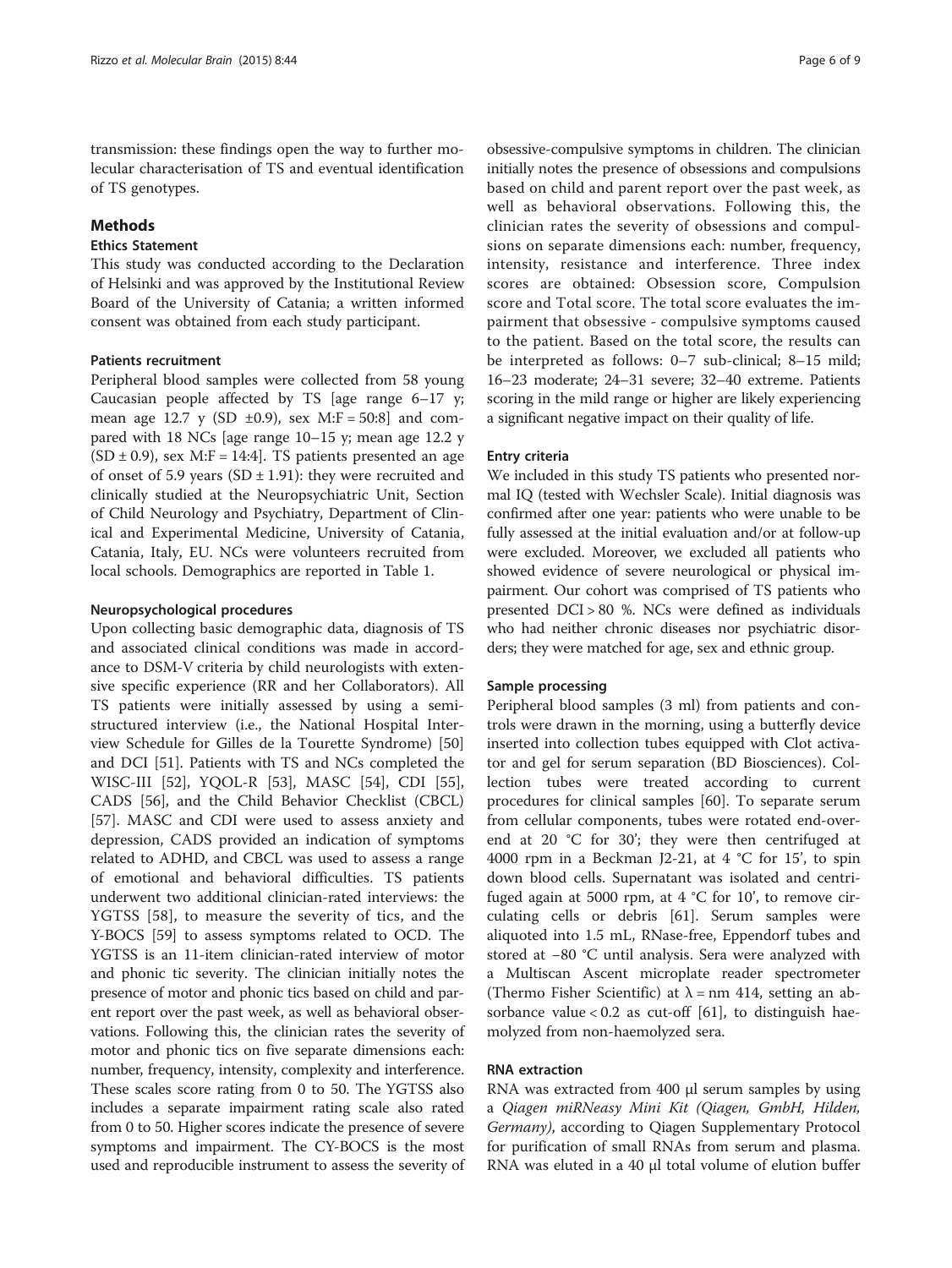transmission: these findings open the way to further molecular characterisation of TS and eventual identification of TS genotypes.

## Methods

### Ethics Statement

This study was conducted according to the Declaration of Helsinki and was approved by the Institutional Review Board of the University of Catania; a written informed consent was obtained from each study participant.

#### Patients recruitment

Peripheral blood samples were collected from 58 young Caucasian people affected by TS [age range 6–17 y; mean age 12.7 y (SD ±0.9), sex M:F = 50:8] and compared with 18 NCs [age range 10–15 y; mean age 12.2 y (SD ± 0.9), sex M:F = 14:4]. TS patients presented an age of onset of 5.9 years (SD ± 1.91): they were recruited and clinically studied at the Neuropsychiatric Unit, Section of Child Neurology and Psychiatry, Department of Clinical and Experimental Medicine, University of Catania, Catania, Italy, EU. NCs were volunteers recruited from local schools. Demographics are reported in Table 1.

#### Neuropsychological procedures

Upon collecting basic demographic data, diagnosis of TS and associated clinical conditions was made in accordance to DSM-V criteria by child neurologists with extensive specific experience (RR and her Collaborators). All TS patients were initially assessed by using a semi-structured interview (i.e., the National Hospital Interview Schedule for Gilles de la Tourette Syndrome) [50] and DCI [51]. Patients with TS and NCs completed the WISC-III [52], YQOL-R [53], MASC [54], CDI [55], CADS [56], and the Child Behavior Checklist (CBCL) [57]. MASC and CDI were used to assess anxiety and depression, CADS provided an indication of symptoms related to ADHD, and CBCL was used to assess a range of emotional and behavioral difficulties. TS patients underwent two additional clinician-rated interviews: the YGTSS [58], to measure the severity of tics, and the Y-BOCS [59] to assess symptoms related to OCD. The YGTSS is an 11-item clinician-rated interview of motor and phonic tic severity. The clinician initially notes the presence of motor and phonic tics based on child and parent report over the past week, as well as behavioral observations. Following this, the clinician rates the severity of motor and phonic tics on five separate dimensions each: number, frequency, intensity, complexity and interference. These scales score rating from 0 to 50. The YGTSS also includes a separate impairment rating scale also rated from 0 to 50. Higher scores indicate the presence of severe symptoms and impairment. The CY-BOCS is the most used and reproducible instrument to assess the severity of obsessive-compulsive symptoms in children. The clinician initially notes the presence of obsessions and compulsions based on child and parent report over the past week, as well as behavioral observations. Following this, the clinician rates the severity of obsessions and compulsions on separate dimensions each: number, frequency, intensity, resistance and interference. Three index scores are obtained: Obsession score, Compulsion score and Total score. The total score evaluates the impairment that obsessive - compulsive symptoms caused to the patient. Based on the total score, the results can be interpreted as follows: 0–7 sub-clinical; 8–15 mild; 16–23 moderate; 24–31 severe; 32–40 extreme. Patients scoring in the mild range or higher are likely experiencing a significant negative impact on their quality of life.

#### Entry criteria

We included in this study TS patients who presented normal IQ (tested with Wechsler Scale). Initial diagnosis was confirmed after one year: patients who were unable to be fully assessed at the initial evaluation and/or at follow-up were excluded. Moreover, we excluded all patients who showed evidence of severe neurological or physical impairment. Our cohort was comprised of TS patients who presented DCI > 80 %. NCs were defined as individuals who had neither chronic diseases nor psychiatric disorders; they were matched for age, sex and ethnic group.

#### Sample processing

Peripheral blood samples (3 ml) from patients and controls were drawn in the morning, using a butterfly device inserted into collection tubes equipped with Clot activator and gel for serum separation (BD Biosciences). Collection tubes were treated according to current procedures for clinical samples [60]. To separate serum from cellular components, tubes were rotated end-over-end at 20 °C for 30'; they were then centrifuged at 4000 rpm in a Beckman J2-21, at 4 °C for 15', to spin down blood cells. Supernatant was isolated and centrifuged again at 5000 rpm, at 4 °C for 10', to remove circulating cells or debris [61]. Serum samples were aliquoted into 1.5 mL, RNase-free, Eppendorf tubes and stored at −80 °C until analysis. Sera were analyzed with a Multiscan Ascent microplate reader spectrometer (Thermo Fisher Scientific) at λ = nm 414, setting an absorbance value < 0.2 as cut-off [61], to distinguish haemolyzed from non-haemolyzed sera.

#### RNA extraction

RNA was extracted from 400 μl serum samples by using a *Qiagen miRNeasy Mini Kit (Qiagen, GmbH, Hilden, Germany)*, according to Qiagen Supplementary Protocol for purification of small RNAs from serum and plasma. RNA was eluted in a 40 μl total volume of elution buffer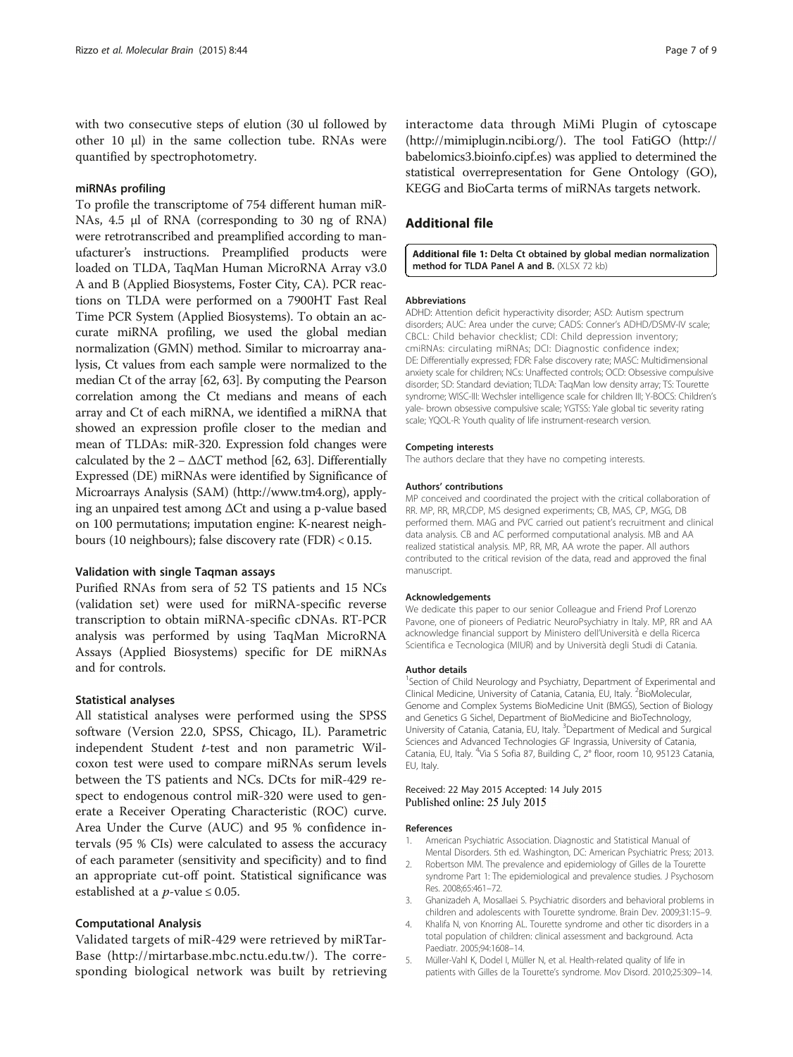with two consecutive steps of elution (30 ul followed by other 10 μl) in the same collection tube. RNAs were quantified by spectrophotometry.

### miRNAs profiling

To profile the transcriptome of 754 different human miRNAs, 4.5 μl of RNA (corresponding to 30 ng of RNA) were retrotranscribed and preamplified according to manufacturer's instructions. Preamplified products were loaded on TLDA, TaqMan Human MicroRNA Array v3.0 A and B (Applied Biosystems, Foster City, CA). PCR reactions on TLDA were performed on a 7900HT Fast Real Time PCR System (Applied Biosystems). To obtain an accurate miRNA profiling, we used the global median normalization (GMN) method. Similar to microarray analysis, Ct values from each sample were normalized to the median Ct of the array [62, 63]. By computing the Pearson correlation among the Ct medians and means of each array and Ct of each miRNA, we identified a miRNA that showed an expression profile closer to the median and mean of TLDAs: miR-320. Expression fold changes were calculated by the $2 - \Delta\Delta CT$ method [62, 63]. Differentially Expressed (DE) miRNAs were identified by Significance of Microarrays Analysis (SAM) (http://www.tm4.org), applying an unpaired test among ΔCt and using a p-value based on 100 permutations; imputation engine: K-nearest neighbours (10 neighbours); false discovery rate (FDR) < 0.15.

### Validation with single Taqman assays

Purified RNAs from sera of 52 TS patients and 15 NCs (validation set) were used for miRNA-specific reverse transcription to obtain miRNA-specific cDNAs. RT-PCR analysis was performed by using TaqMan MicroRNA Assays (Applied Biosystems) specific for DE miRNAs and for controls.

### Statistical analyses

All statistical analyses were performed using the SPSS software (Version 22.0, SPSS, Chicago, IL). Parametric independent Student *t*-test and non parametric Wilcoxon test were used to compare miRNAs serum levels between the TS patients and NCs. DCts for miR-429 respect to endogenous control miR-320 were used to generate a Receiver Operating Characteristic (ROC) curve. Area Under the Curve (AUC) and 95 % confidence intervals (95 % CIs) were calculated to assess the accuracy of each parameter (sensitivity and specificity) and to find an appropriate cut-off point. Statistical significance was established at a $p$-value $\leq 0.05$.

### Computational Analysis

Validated targets of miR-429 were retrieved by miRTarBase (http://mirtarbase.mbc.nctu.edu.tw/). The corresponding biological network was built by retrieving interactome data through MiMi Plugin of cytoscape (http://mimiplugin.ncibi.org/). The tool FatiGO (http://babelomics3.bioinfo.cipf.es) was applied to determined the statistical overrepresentation for Gene Ontology (GO), KEGG and BioCarta terms of miRNAs targets network.

## Additional file

**Additional file 1: Delta Ct obtained by global median normalization method for TLDA Panel A and B.** (XLSX 72 kb)

#### Abbreviations

ADHD: Attention deficit hyperactivity disorder; ASD: Autism spectrum disorders; AUC: Area under the curve; CADS: Conner's ADHD/DSMV-IV scale; CBCL: Child behavior checklist; CDI: Child depression inventory; cmiRNAs: circulating miRNAs; DCI: Diagnostic confidence index; DE: Differentially expressed; FDR: False discovery rate; MASC: Multidimensional anxiety scale for children; NCs: Unaffected controls; OCD: Obsessive compulsive disorder; SD: Standard deviation; TLDA: TaqMan low density array; TS: Tourette syndrome; WISC-III: Wechsler intelligence scale for children III; Y-BOCS: Children's yale- brown obsessive compulsive scale; YGTSS: Yale global tic severity rating scale; YQOL-R: Youth quality of life instrument-research version.

#### Competing interests

The authors declare that they have no competing interests.

#### Authors' contributions

MP conceived and coordinated the project with the critical collaboration of RR. MP, RR, MR,CDP, MS designed experiments; CB, MAS, CP, MGG, DB performed them. MAG and PVC carried out patient's recruitment and clinical data analysis. CB and AC performed computational analysis. MB and AA realized statistical analysis. MP, RR, MR, AA wrote the paper. All authors contributed to the critical revision of the data, read and approved the final manuscript.

#### Acknowledgements

We dedicate this paper to our senior Colleague and Friend Prof Lorenzo Pavone, one of pioneers of Pediatric NeuroPsychiatry in Italy. MP, RR and AA acknowledge financial support by Ministero dell'Università e della Ricerca Scientifica e Tecnologica (MIUR) and by Università degli Studi di Catania.

#### Author details

[1]Section of Child Neurology and Psychiatry, Department of Experimental and Clinical Medicine, University of Catania, Catania, EU, Italy. [2]BioMolecular, Genome and Complex Systems BioMedicine Unit (BMGS), Section of Biology and Genetics G Sichel, Department of BioMedicine and BioTechnology, University of Catania, Catania, EU, Italy. [3]Department of Medical and Surgical Sciences and Advanced Technologies GF Ingrassia, University of Catania, Catania, EU, Italy. [4]Via S Sofia 87, Building C, 2° floor, room 10, 95123 Catania, EU, Italy.

Received: 22 May 2015 Accepted: 14 July 2015
Published online: 25 July 2015

#### References

1. American Psychiatric Association. Diagnostic and Statistical Manual of Mental Disorders. 5th ed. Washington, DC: American Psychiatric Press; 2013.
2. Robertson MM. The prevalence and epidemiology of Gilles de la Tourette syndrome Part 1: The epidemiological and prevalence studies. J Psychosom Res. 2008;65:461–72.
3. Ghanizadeh A, Mosallaei S. Psychiatric disorders and behavioral problems in children and adolescents with Tourette syndrome. Brain Dev. 2009;31:15–9.
4. Khalifa N, von Knorring AL. Tourette syndrome and other tic disorders in a total population of children: clinical assessment and background. Acta Paediatr. 2005;94:1608–14.
5. Müller-Vahl K, Dodel I, Müller N, et al. Health-related quality of life in patients with Gilles de la Tourette's syndrome. Mov Disord. 2010;25:309–14.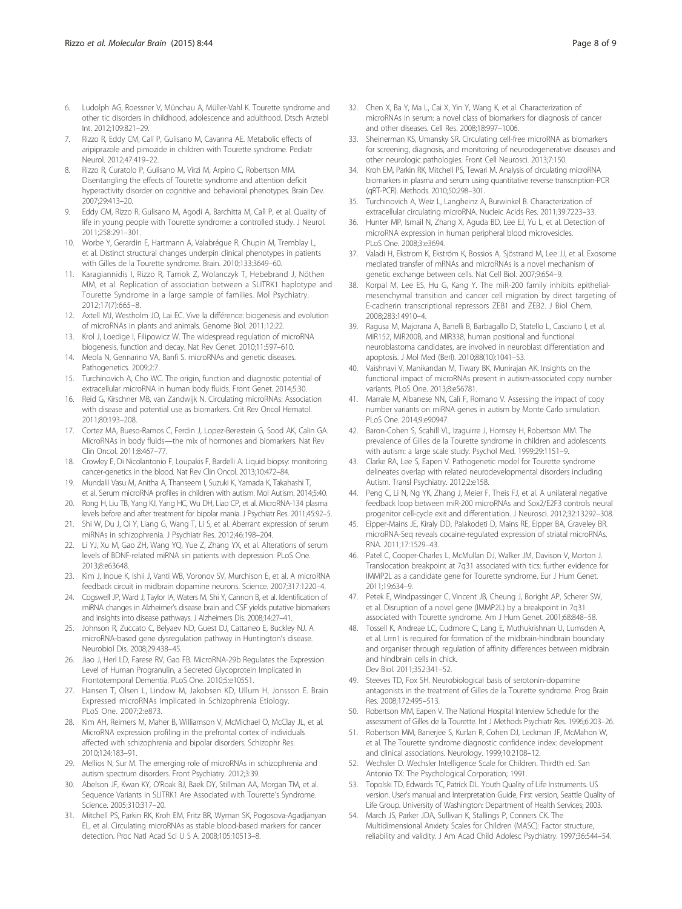6. Ludolph AG, Roessner V, Münchau A, Müller-Vahl K. Tourette syndrome and other tic disorders in childhood, adolescence and adulthood. Dtsch Arztebl Int. 2012;109:821–29.
7. Rizzo R, Eddy CM, Calì P, Gulisano M, Cavanna AE. Metabolic effects of aripiprazole and pimozide in children with Tourette syndrome. Pediatr Neurol. 2012;47:419–22.
8. Rizzo R, Curatolo P, Gulisano M, Virzì M, Arpino C, Robertson MM. Disentangling the effects of Tourette syndrome and attention deficit hyperactivity disorder on cognitive and behavioral phenotypes. Brain Dev. 2007;29:413–20.
9. Eddy CM, Rizzo R, Gulisano M, Agodi A, Barchitta M, Calì P, et al. Quality of life in young people with Tourette syndrome: a controlled study. J Neurol. 2011;258:291–301.
10. Worbe Y, Gerardin E, Hartmann A, Valabrégue R, Chupin M, Tremblay L, et al. Distinct structural changes underpin clinical phenotypes in patients with Gilles de la Tourette syndrome. Brain. 2010;133:3649–60.
11. Karagiannidis I, Rizzo R, Tarnok Z, Wolanczyk T, Hebebrand J, Nöthen MM, et al. Replication of association between a SLITRK1 haplotype and Tourette Syndrome in a large sample of families. Mol Psychiatry. 2012;17(7):665–8.
12. Axtell MJ, Westholm JO, Lai EC. Vive la différence: biogenesis and evolution of microRNAs in plants and animals. Genome Biol. 2011;12:22.
13. Krol J, Loedige I, Filipowicz W. The widespread regulation of microRNA biogenesis, function and decay. Nat Rev Genet. 2010;11:597–610.
14. Meola N, Gennarino VA, Banfi S. microRNAs and genetic diseases. Pathogenetics. 2009;2:7.
15. Turchinovich A, Cho WC. The origin, function and diagnostic potential of extracellular microRNA in human body fluids. Front Genet. 2014;5:30.
16. Reid G, Kirschner MB, van Zandwijk N. Circulating microRNAs: Association with disease and potential use as biomarkers. Crit Rev Oncol Hematol. 2011;80:193–208.
17. Cortez MA, Bueso-Ramos C, Ferdin J, Lopez-Berestein G, Sood AK, Calin GA. MicroRNAs in body fluids—the mix of hormones and biomarkers. Nat Rev Clin Oncol. 2011;8:467–77.
18. Crowley E, Di Nicolantonio F, Loupakis F, Bardelli A. Liquid biopsy: monitoring cancer-genetics in the blood. Nat Rev Clin Oncol. 2013;10:472–84.
19. Mundalil Vasu M, Anitha A, Thanseem I, Suzuki K, Yamada K, Takahashi T, et al. Serum microRNA profiles in children with autism. Mol Autism. 2014;5:40.
20. Rong H, Liu TB, Yang KJ, Yang HC, Wu DH, Liao CP, et al. MicroRNA-134 plasma levels before and after treatment for bipolar mania. J Psychiatr Res. 2011;45:92–5.
21. Shi W, Du J, Qi Y, Liang G, Wang T, Li S, et al. Aberrant expression of serum miRNAs in schizophrenia. J Psychiatr Res. 2012;46:198–204.
22. Li YJ, Xu M, Gao ZH, Wang YQ, Yue Z, Zhang YX, et al. Alterations of serum levels of BDNF-related miRNA sin patients with depression. PLoS One. 2013;8:e63648.
23. Kim J, Inoue K, Ishii J, Vanti WB, Voronov SV, Murchison E, et al. A microRNA feedback circuit in midbrain dopamine neurons. Science. 2007;317:1220–4.
24. Cogswell JP, Ward J, Taylor IA, Waters M, Shi Y, Cannon B, et al. Identification of miRNA changes in Alzheimer's disease brain and CSF yields putative biomarkers and insights into disease pathways. J Alzheimers Dis. 2008;14:27–41.
25. Johnson R, Zuccato C, Belyaev ND, Guest DJ, Cattaneo E, Buckley NJ. A microRNA-based gene dysregulation pathway in Huntington's disease. Neurobiol Dis. 2008;29:438–45.
26. Jiao J, Herl LD, Farese RV, Gao FB. MicroRNA-29b Regulates the Expression Level of Human Progranulin, a Secreted Glycoprotein Implicated in Frontotemporal Dementia. PLoS One. 2010;5:e10551.
27. Hansen T, Olsen L, Lindow M, Jakobsen KD, Ullum H, Jonsson E. Brain Expressed microRNAs Implicated in Schizophrenia Etiology. PLoS One. 2007;2:e873.
28. Kim AH, Reimers M, Maher B, Williamson V, McMichael O, McClay JL, et al. MicroRNA expression profiling in the prefrontal cortex of individuals affected with schizophrenia and bipolar disorders. Schizophr Res. 2010;124:183–91.
29. Mellios N, Sur M. The emerging role of microRNAs in schizophrenia and autism spectrum disorders. Front Psychiatry. 2012;3:39.
30. Abelson JF, Kwan KY, O'Roak BJ, Baek DY, Stillman AA, Morgan TM, et al. Sequence Variants in SLITRK1 Are Associated with Tourette's Syndrome. Science. 2005;310:317–20.
31. Mitchell PS, Parkin RK, Kroh EM, Fritz BR, Wyman SK, Pogosova-Agadjanyan EL, et al. Circulating microRNAs as stable blood-based markers for cancer detection. Proc Natl Acad Sci U S A. 2008;105:10513–8.
32. Chen X, Ba Y, Ma L, Cai X, Yin Y, Wang K, et al. Characterization of microRNAs in serum: a novel class of biomarkers for diagnosis of cancer and other diseases. Cell Res. 2008;18:997–1006.
33. Sheinerman KS, Umansky SR. Circulating cell-free microRNA as biomarkers for screening, diagnosis, and monitoring of neurodegenerative diseases and other neurologic pathologies. Front Cell Neurosci. 2013;7:150.
34. Kroh EM, Parkin RK, Mitchell PS, Tewari M. Analysis of circulating microRNA biomarkers in plasma and serum using quantitative reverse transcription-PCR (qRT-PCR). Methods. 2010;50:298–301.
35. Turchinovich A, Weiz L, Langheinz A, Burwinkel B. Characterization of extracellular circulating microRNA. Nucleic Acids Res. 2011;39:7223–33.
36. Hunter MP, Ismail N, Zhang X, Aguda BD, Lee EJ, Yu L, et al. Detection of microRNA expression in human peripheral blood microvesicles. PLoS One. 2008;3:e3694.
37. Valadi H, Ekstrom K, Ekström K, Bossios A, Sjöstrand M, Lee JJ, et al. Exosome mediated transfer of mRNAs and microRNAs is a novel mechanism of genetic exchange between cells. Nat Cell Biol. 2007;9:654–9.
38. Korpal M, Lee ES, Hu G, Kang Y. The miR-200 family inhibits epithelial-mesenchymal transition and cancer cell migration by direct targeting of E-cadherin transcriptional repressors ZEB1 and ZEB2. J Biol Chem. 2008;283:14910–4.
39. Ragusa M, Majorana A, Banelli B, Barbagallo D, Statello L, Casciano I, et al. MIR152, MIR200B, and MIR338, human positional and functional neuroblastoma candidates, are involved in neuroblast differentiation and apoptosis. J Mol Med (Berl). 2010;88(10):1041–53.
40. Vaishnavi V, Manikandan M, Tiwary BK, Munirajan AK. Insights on the functional impact of microRNAs present in autism-associated copy number variants. PLoS One. 2013;8:e56781.
41. Marrale M, Albanese NN, Calì F, Romano V. Assessing the impact of copy number variants on miRNA genes in autism by Monte Carlo simulation. PLoS One. 2014;9:e90947.
42. Baron-Cohen S, Scahill VL, Izaguirre J, Hornsey H, Robertson MM. The prevalence of Gilles de la Tourette syndrome in children and adolescents with autism: a large scale study. Psychol Med. 1999;29:1151–9.
43. Clarke RA, Lee S, Eapen V. Pathogenetic model for Tourette syndrome delineates overlap with related neurodevelopmental disorders including Autism. Transl Psychiatry. 2012;2:e158.
44. Peng C, Li N, Ng YK, Zhang J, Meier F, Theis FJ, et al. A unilateral negative feedback loop between miR-200 microRNAs and Sox2/E2F3 controls neural progenitor cell-cycle exit and differentiation. J Neurosci. 2012;32:13292–308.
45. Eipper-Mains JE, Kiraly DD, Palakodeti D, Mains RE, Eipper BA, Graveley BR. microRNA-Seq reveals cocaine-regulated expression of striatal microRNAs. RNA. 2011;17:1529–43.
46. Patel C, Cooper-Charles L, McMullan DJ, Walker JM, Davison V, Morton J. Translocation breakpoint at 7q31 associated with tics: further evidence for IMMP2L as a candidate gene for Tourette syndrome. Eur J Hum Genet. 2011;19:634–9.
47. Petek E, Windpassinger C, Vincent JB, Cheung J, Boright AP, Scherer SW, et al. Disruption of a novel gene (IMMP2L) by a breakpoint in 7q31 associated with Tourette syndrome. Am J Hum Genet. 2001;68:848–58.
48. Tossell K, Andreae LC, Cudmore C, Lang E, Muthukrishnan U, Lumsden A, et al. Lrrn1 is required for formation of the midbrain-hindbrain boundary and organiser through regulation of affinity differences between midbrain and hindbrain cells in chick. Dev Biol. 2011;352:341–52.
49. Steeves TD, Fox SH. Neurobiological basis of serotonin-dopamine antagonists in the treatment of Gilles de la Tourette syndrome. Prog Brain Res. 2008;172:495–513.
50. Robertson MM, Eapen V. The National Hospital Interview Schedule for the assessment of Gilles de la Tourette. Int J Methods Psychiatr Res. 1996;6:203–26.
51. Robertson MM, Banerjee S, Kurlan R, Cohen DJ, Leckman JF, McMahon W, et al. The Tourette syndrome diagnostic confidence index: development and clinical associations. Neurology. 1999;10:2108–12.
52. Wechsler D. Wechsler Intelligence Scale for Children. Thirdth ed. San Antonio TX: The Psychological Corporation; 1991.
53. Topolski TD, Edwards TC, Patrick DL. Youth Quality of Life Instruments. US version. User's manual and Interpretation Guide, First version, Seattle Quality of Life Group. University of Washington: Department of Health Services; 2003.
54. March JS, Parker JDA, Sullivan K, Stallings P, Conners CK. The Multidimensional Anxiety Scales for Children (MASC): Factor structure, reliability and validity. J Am Acad Child Adolesc Psychiatry. 1997;36:544–54.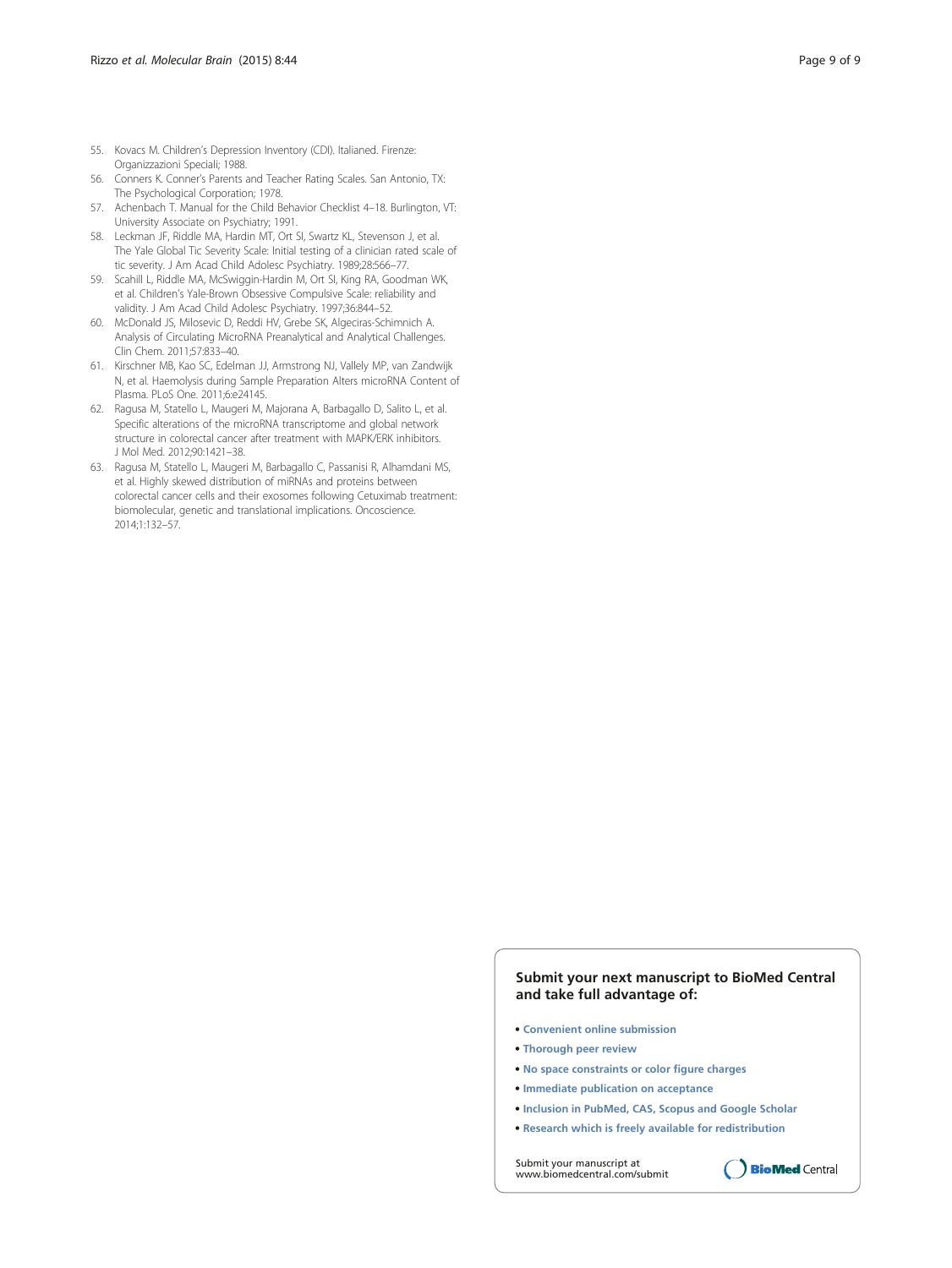55. Kovacs M. Children's Depression Inventory (CDI). Italianed. Firenze: Organizzazioni Speciali; 1988.
56. Conners K. Conner's Parents and Teacher Rating Scales. San Antonio, TX: The Psychological Corporation; 1978.
57. Achenbach T. Manual for the Child Behavior Checklist 4–18. Burlington, VT: University Associate on Psychiatry; 1991.
58. Leckman JF, Riddle MA, Hardin MT, Ort SI, Swartz KL, Stevenson J, et al. The Yale Global Tic Severity Scale: Initial testing of a clinician rated scale of tic severity. J Am Acad Child Adolesc Psychiatry. 1989;28:566–77.
59. Scahill L, Riddle MA, McSwiggin-Hardin M, Ort SI, King RA, Goodman WK, et al. Children's Yale-Brown Obsessive Compulsive Scale: reliability and validity. J Am Acad Child Adolesc Psychiatry. 1997;36:844–52.
60. McDonald JS, Milosevic D, Reddi HV, Grebe SK, Algeciras-Schimnich A. Analysis of Circulating MicroRNA Preanalytical and Analytical Challenges. Clin Chem. 2011;57:833–40.
61. Kirschner MB, Kao SC, Edelman JJ, Armstrong NJ, Vallely MP, van Zandwijk N, et al. Haemolysis during Sample Preparation Alters microRNA Content of Plasma. PLoS One. 2011;6:e24145.
62. Ragusa M, Statello L, Maugeri M, Majorana A, Barbagallo D, Salito L, et al. Specific alterations of the microRNA transcriptome and global network structure in colorectal cancer after treatment with MAPK/ERK inhibitors. J Mol Med. 2012;90:1421–38.
63. Ragusa M, Statello L, Maugeri M, Barbagallo C, Passanisi R, Alhamdani MS, et al. Highly skewed distribution of miRNAs and proteins between colorectal cancer cells and their exosomes following Cetuximab treatment: biomolecular, genetic and translational implications. Oncoscience. 2014;1:132–57.

**Submit your next manuscript to BioMed Central and take full advantage of:**

- **Convenient online submission**
- **Thorough peer review**
- **No space constraints or color figure charges**
- **Immediate publication on acceptance**
- **Inclusion in PubMed, CAS, Scopus and Google Scholar**
- **Research which is freely available for redistribution**

Submit your manuscript at
www.biomedcentral.com/submit

BioMed Central